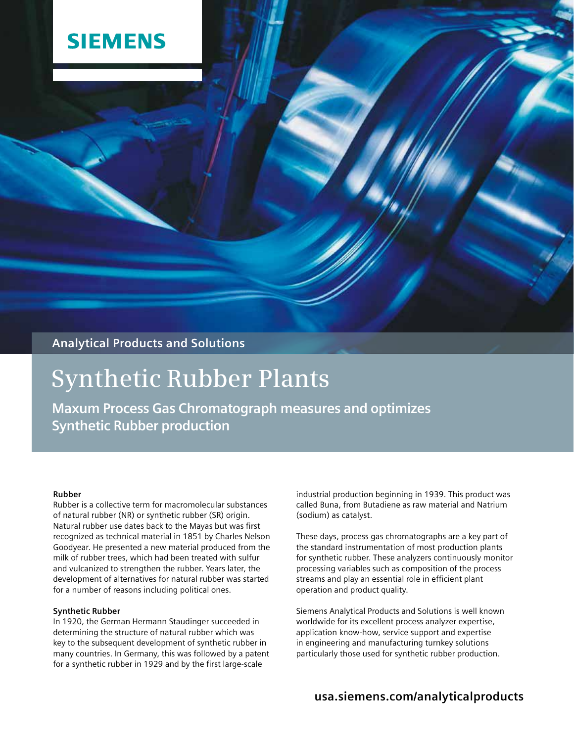SIEMENS

Analytical Products and Solutions

# Synthetic Rubber Plants

## Maxum Process Gas Chromatograph measures and optimizes Synthetic Rubber production

**Rubber**

Rubber is a collective term for macromolecular substances of natural rubber (NR) or synthetic rubber (SR) origin. Natural rubber use dates back to the Mayas but was first recognized as technical material in 1851 by Charles Nelson Goodyear. He presented a new material produced from the milk of rubber trees, which had been treated with sulfur and vulcanized to strengthen the rubber. Years later, the development of alternatives for natural rubber was started for a number of reasons including political ones.

**Synthetic Rubber**

In 1920, the German Hermann Staudinger succeeded in determining the structure of natural rubber which was key to the subsequent development of synthetic rubber in many countries. In Germany, this was followed by a patent for a synthetic rubber in 1929 and by the first large-scale industrial production beginning in 1939. This product was called Buna, from Butadiene as raw material and Natrium (sodium) as catalyst.

These days, process gas chromatographs are a key part of the standard instrumentation of most production plants for synthetic rubber. These analyzers continuously monitor processing variables such as composition of the process streams and play an essential role in efficient plant operation and product quality.

Siemens Analytical Products and Solutions is well known worldwide for its excellent process analyzer expertise, application know-how, service support and expertise in engineering and manufacturing turnkey solutions particularly those used for synthetic rubber production.

**usa.siemens.com/analyticalproducts**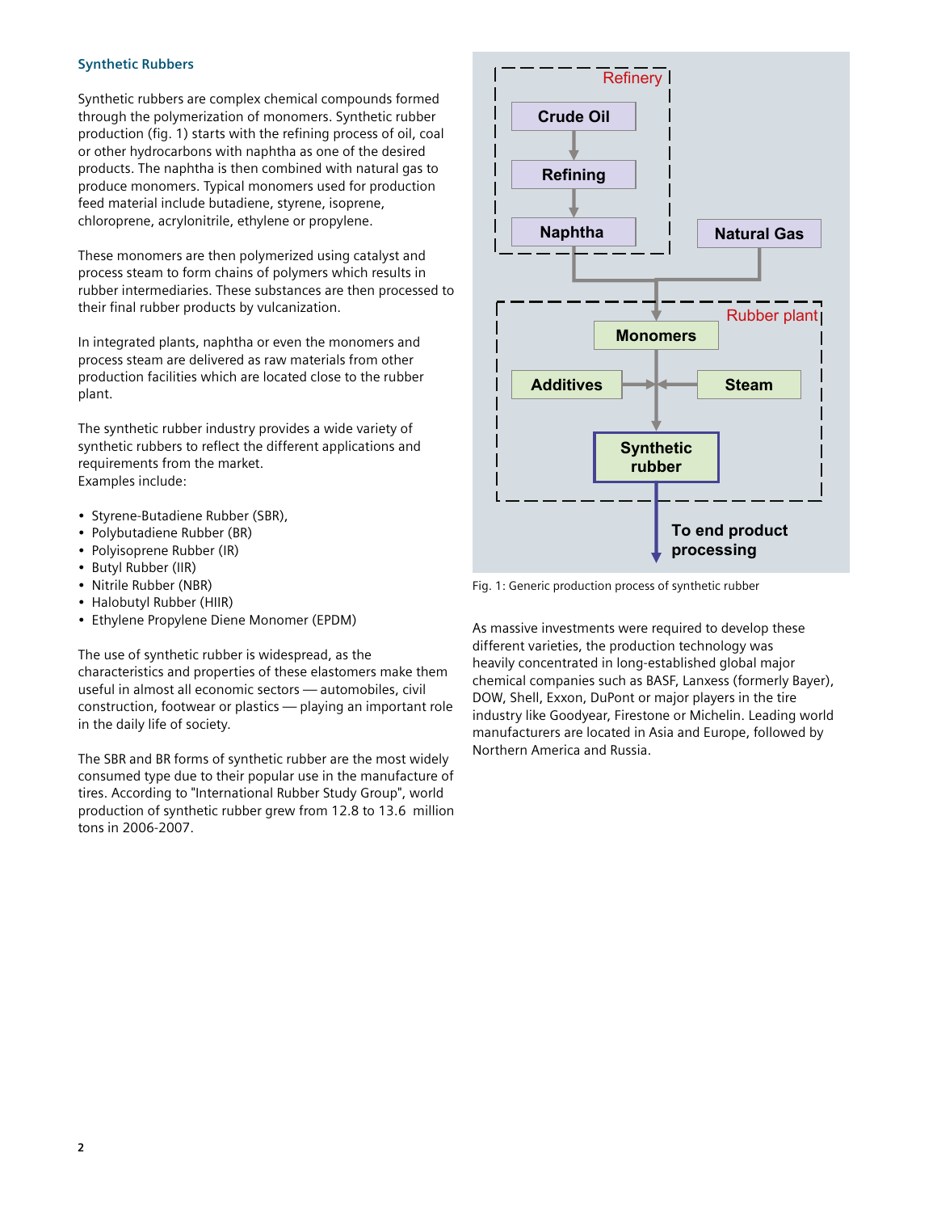## Synthetic Rubbers

Synthetic rubbers are complex chemical compounds formed through the polymerization of monomers. Synthetic rubber production (fig. 1) starts with the refining process of oil, coal or other hydrocarbons with naphtha as one of the desired products. The naphtha is then combined with natural gas to produce monomers. Typical monomers used for production feed material include butadiene, styrene, isoprene, chloroprene, acrylonitrile, ethylene or propylene.

These monomers are then polymerized using catalyst and process steam to form chains of polymers which results in rubber intermediaries. These substances are then processed to their final rubber products by vulcanization.

In integrated plants, naphtha or even the monomers and process steam are delivered as raw materials from other production facilities which are located close to the rubber plant.

The synthetic rubber industry provides a wide variety of synthetic rubbers to reflect the different applications and requirements from the market.
Examples include:

- Styrene-Butadiene Rubber (SBR),
- Polybutadiene Rubber (BR)
- Polyisoprene Rubber (IR)
- Butyl Rubber (IIR)
- Nitrile Rubber (NBR)
- Halobutyl Rubber (HIIR)
- Ethylene Propylene Diene Monomer (EPDM)

The use of synthetic rubber is widespread, as the characteristics and properties of these elastomers make them useful in almost all economic sectors — automobiles, civil construction, footwear or plastics — playing an important role in the daily life of society.

The SBR and BR forms of synthetic rubber are the most widely consumed type due to their popular use in the manufacture of tires. According to "International Rubber Study Group", world production of synthetic rubber grew from 12.8 to 13.6 million tons in 2006-2007.

Refinery: Crude Oil → Refining → Naphtha; Natural Gas

Rubber plant: Monomers; Additives; Steam → Synthetic rubber → To end product processing

Fig. 1: Generic production process of synthetic rubber

As massive investments were required to develop these different varieties, the production technology was heavily concentrated in long-established global major chemical companies such as BASF, Lanxess (formerly Bayer), DOW, Shell, Exxon, DuPont or major players in the tire industry like Goodyear, Firestone or Michelin. Leading world manufacturers are located in Asia and Europe, followed by Northern America and Russia.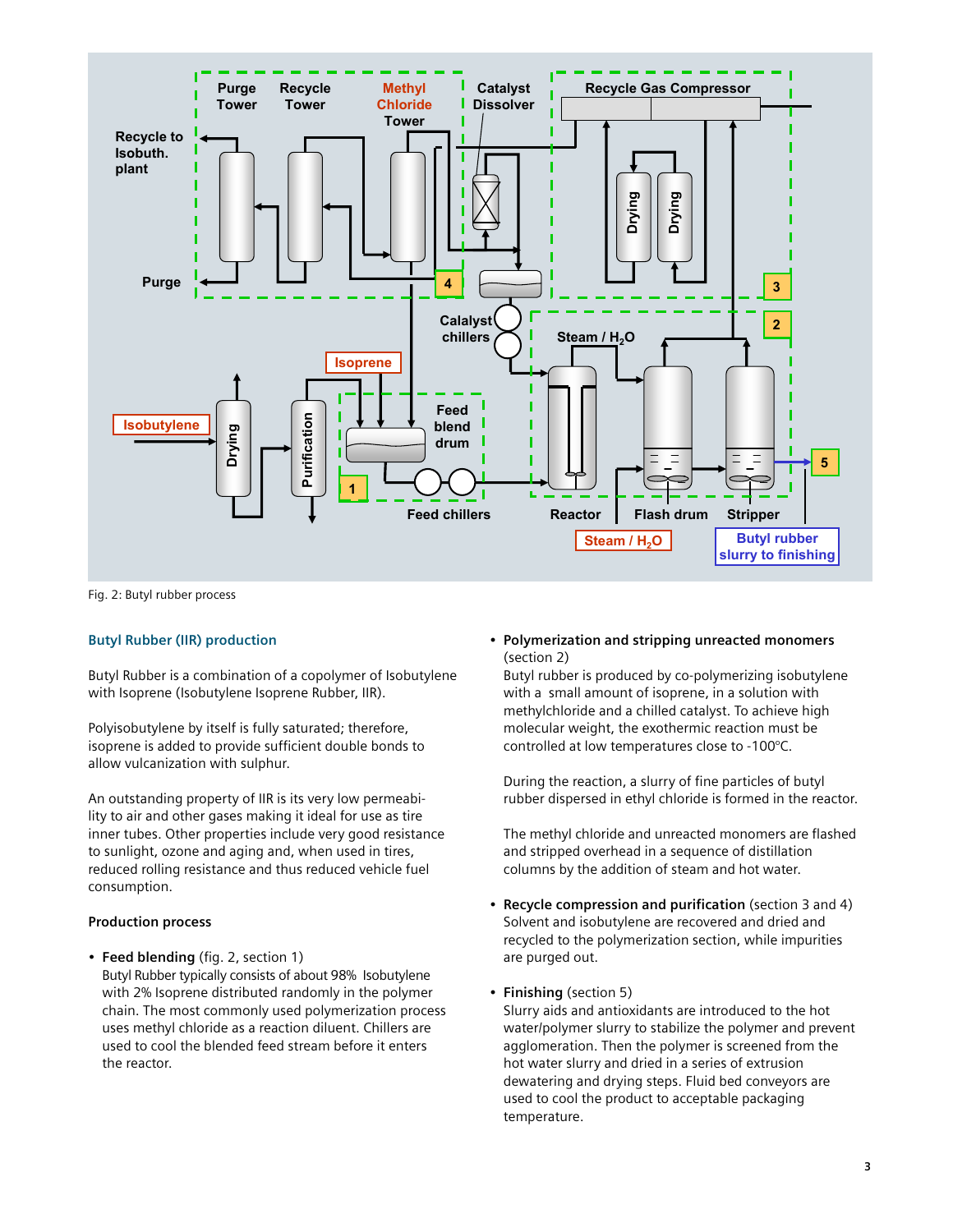Fig. 2: Butyl rubber process

## Butyl Rubber (IIR) production

Butyl Rubber is a combination of a copolymer of Isobutylene with Isoprene (Isobutylene Isoprene Rubber, IIR).

Polyisobutylene by itself is fully saturated; therefore, isoprene is added to provide sufficient double bonds to allow vulcanization with sulphur.

An outstanding property of IIR is its very low permeability to air and other gases making it ideal for use as tire inner tubes. Other properties include very good resistance to sunlight, ozone and aging and, when used in tires, reduced rolling resistance and thus reduced vehicle fuel consumption.

### Production process

- **Feed blending** (fig. 2, section 1)
  Butyl Rubber typically consists of about 98% Isobutylene with 2% Isoprene distributed randomly in the polymer chain. The most commonly used polymerization process uses methyl chloride as a reaction diluent. Chillers are used to cool the blended feed stream before it enters the reactor.

- **Polymerization and stripping unreacted monomers** (section 2)
  Butyl rubber is produced by co-polymerizing isobutylene with a small amount of isoprene, in a solution with methylchloride and a chilled catalyst. To achieve high molecular weight, the exothermic reaction must be controlled at low temperatures close to -100°C.

  During the reaction, a slurry of fine particles of butyl rubber dispersed in ethyl chloride is formed in the reactor.

  The methyl chloride and unreacted monomers are flashed and stripped overhead in a sequence of distillation columns by the addition of steam and hot water.

- **Recycle compression and purification** (section 3 and 4)
  Solvent and isobutylene are recovered and dried and recycled to the polymerization section, while impurities are purged out.

- **Finishing** (section 5)
  Slurry aids and antioxidants are introduced to the hot water/polymer slurry to stabilize the polymer and prevent agglomeration. Then the polymer is screened from the hot water slurry and dried in a series of extrusion dewatering and drying steps. Fluid bed conveyors are used to cool the product to acceptable packaging temperature.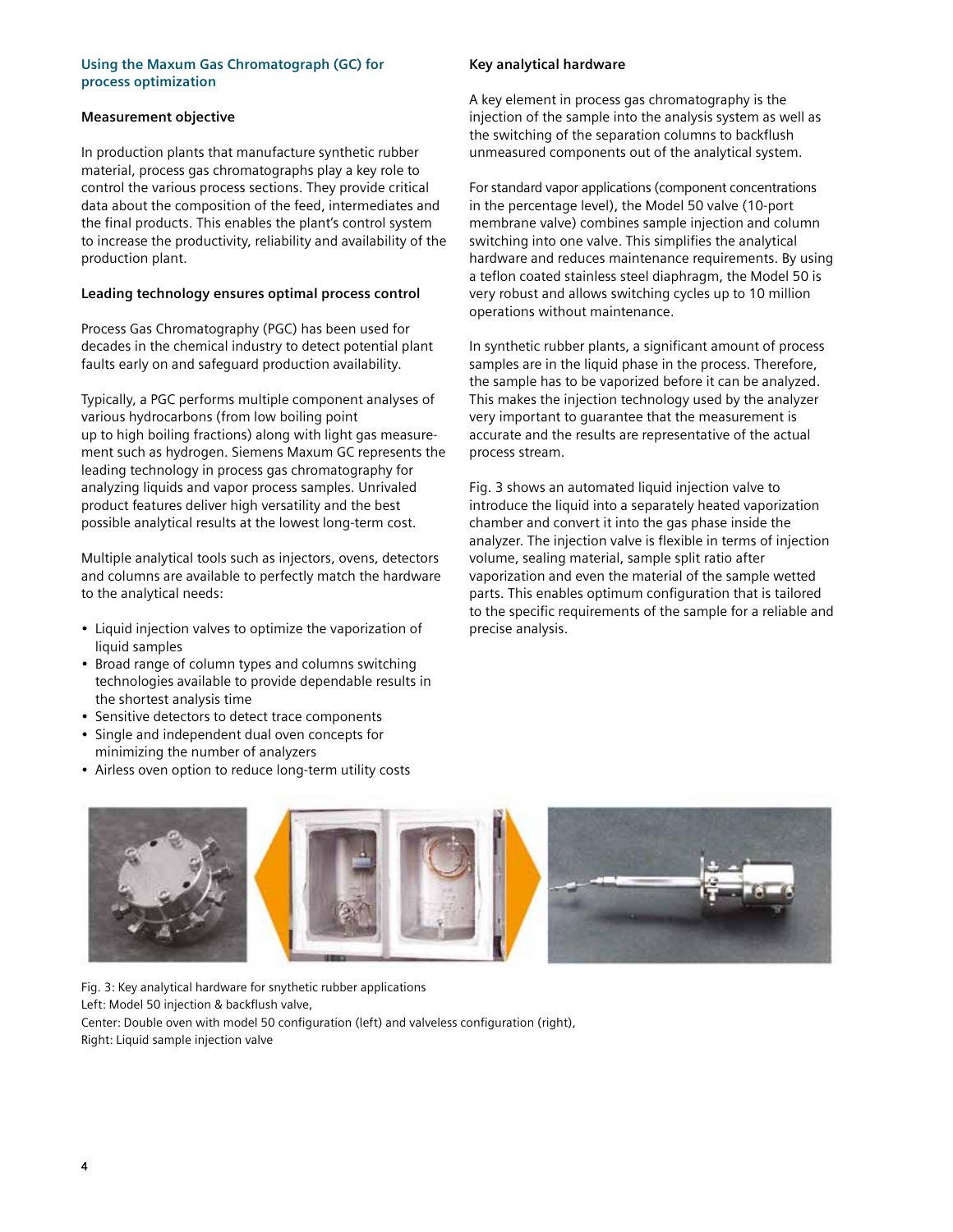## Using the Maxum Gas Chromatograph (GC) for process optimization

### Measurement objective

In production plants that manufacture synthetic rubber material, process gas chromatographs play a key role to control the various process sections. They provide critical data about the composition of the feed, intermediates and the final products. This enables the plant's control system to increase the productivity, reliability and availability of the production plant.

### Leading technology ensures optimal process control

Process Gas Chromatography (PGC) has been used for decades in the chemical industry to detect potential plant faults early on and safeguard production availability.

Typically, a PGC performs multiple component analyses of various hydrocarbons (from low boiling point up to high boiling fractions) along with light gas measurement such as hydrogen. Siemens Maxum GC represents the leading technology in process gas chromatography for analyzing liquids and vapor process samples. Unrivaled product features deliver high versatility and the best possible analytical results at the lowest long-term cost.

Multiple analytical tools such as injectors, ovens, detectors and columns are available to perfectly match the hardware to the analytical needs:

- Liquid injection valves to optimize the vaporization of liquid samples
- Broad range of column types and columns switching technologies available to provide dependable results in the shortest analysis time
- Sensitive detectors to detect trace components
- Single and independent dual oven concepts for minimizing the number of analyzers
- Airless oven option to reduce long-term utility costs

### Key analytical hardware

A key element in process gas chromatography is the injection of the sample into the analysis system as well as the switching of the separation columns to backflush unmeasured components out of the analytical system.

For standard vapor applications (component concentrations in the percentage level), the Model 50 valve (10-port membrane valve) combines sample injection and column switching into one valve. This simplifies the analytical hardware and reduces maintenance requirements. By using a teflon coated stainless steel diaphragm, the Model 50 is very robust and allows switching cycles up to 10 million operations without maintenance.

In synthetic rubber plants, a significant amount of process samples are in the liquid phase in the process. Therefore, the sample has to be vaporized before it can be analyzed. This makes the injection technology used by the analyzer very important to guarantee that the measurement is accurate and the results are representative of the actual process stream.

Fig. 3 shows an automated liquid injection valve to introduce the liquid into a separately heated vaporization chamber and convert it into the gas phase inside the analyzer. The injection valve is flexible in terms of injection volume, sealing material, sample split ratio after vaporization and even the material of the sample wetted parts. This enables optimum configuration that is tailored to the specific requirements of the sample for a reliable and precise analysis.

Fig. 3: Key analytical hardware for snythetic rubber applications
Left: Model 50 injection & backflush valve,
Center: Double oven with model 50 configuration (left) and valveless configuration (right),
Right: Liquid sample injection valve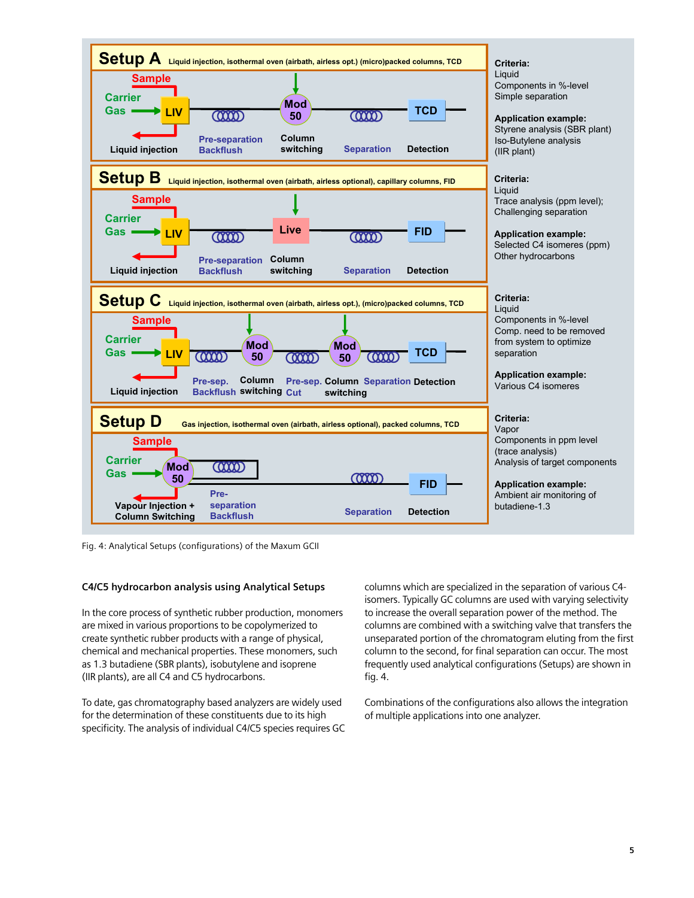## Setup A

Liquid injection, isothermal oven (airbath, airless opt.) (micro)packed columns, TCD

Sample | Carrier Gas | LIV | Liquid injection | Pre-separation Backflush | Mod 50 Column switching | Separation | TCD Detection

**Criteria:**
Liquid
Components in %-level
Simple separation

**Application example:**
Styrene analysis (SBR plant)
Iso-Butylene analysis
(IIR plant)

## Setup B

Liquid injection, isothermal oven (airbath, airless optional), capillary columns, FID

Sample | Carrier Gas | LIV | Liquid injection | Pre-separation Backflush | Live Column switching | Separation | FID Detection

**Criteria:**
Liquid
Trace analysis (ppm level);
Challenging separation

**Application example:**
Selected C4 isomeres (ppm)
Other hydrocarbons

## Setup C

Liquid injection, isothermal oven (airbath, airless opt.), (micro)packed columns, TCD

Sample | Carrier Gas | LIV | Liquid injection | Pre-sep. Backflush | Mod 50 Column switching | Pre-sep. Cut | Mod 50 Column switching | Separation | TCD Detection

**Criteria:**
Liquid
Components in %-level
Comp. need to be removed from system to optimize separation

**Application example:**
Various C4 isomeres

## Setup D

Gas injection, isothermal oven (airbath, airless optional), packed columns, TCD

Sample | Carrier Gas | Mod 50 | Vapour Injection + Column Switching | Pre-separation Backflush | Separation | FID Detection

**Criteria:**
Vapor
Components in ppm level
(trace analysis)
Analysis of target components

**Application example:**
Ambient air monitoring of butadiene-1.3

Fig. 4: Analytical Setups (configurations) of the Maxum GCII

### C4/C5 hydrocarbon analysis using Analytical Setups

In the core process of synthetic rubber production, monomers are mixed in various proportions to be copolymerized to create synthetic rubber products with a range of physical, chemical and mechanical properties. These monomers, such as 1.3 butadiene (SBR plants), isobutylene and isoprene (IIR plants), are all C4 and C5 hydrocarbons.

To date, gas chromatography based analyzers are widely used for the determination of these constituents due to its high specificity. The analysis of individual C4/C5 species requires GC columns which are specialized in the separation of various C4-isomers. Typically GC columns are used with varying selectivity to increase the overall separation power of the method. The columns are combined with a switching valve that transfers the unseparated portion of the chromatogram eluting from the first column to the second, for final separation can occur. The most frequently used analytical configurations (Setups) are shown in fig. 4.

Combinations of the configurations also allows the integration of multiple applications into one analyzer.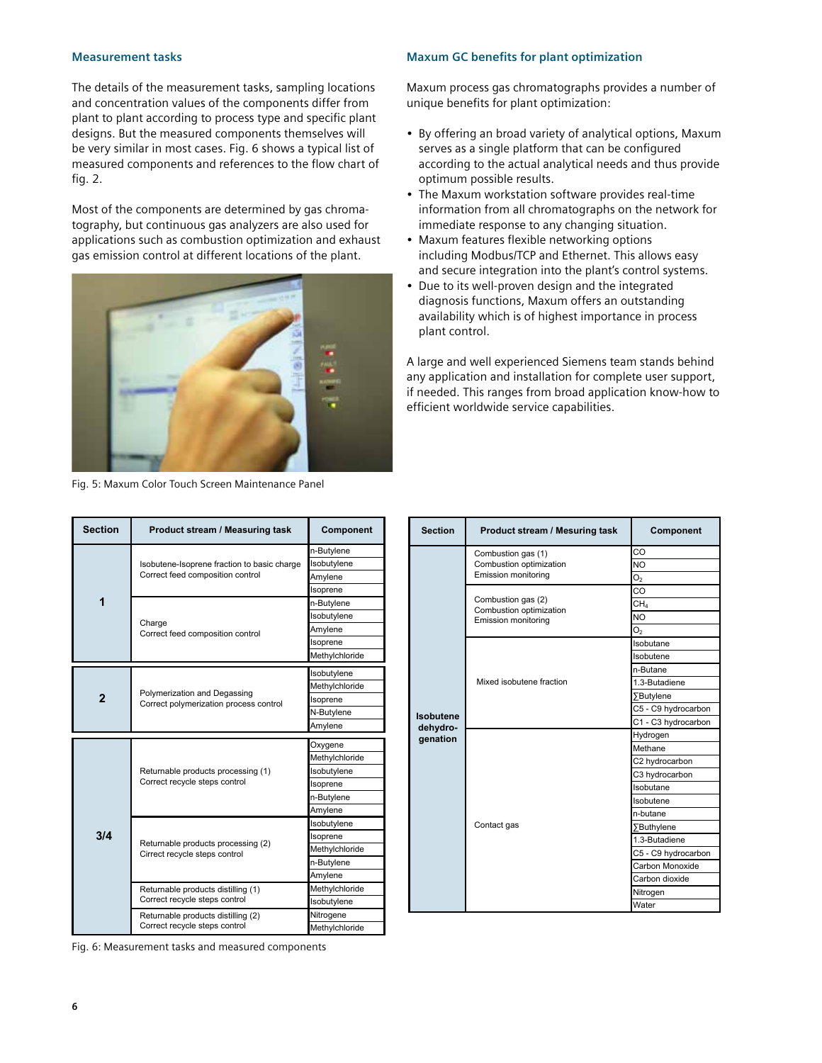### Measurement tasks

The details of the measurement tasks, sampling locations and concentration values of the components differ from plant to plant according to process type and specific plant designs. But the measured components themselves will be very similar in most cases. Fig. 6 shows a typical list of measured components and references to the flow chart of fig. 2.

Most of the components are determined by gas chromatography, but continuous gas analyzers are also used for applications such as combustion optimization and exhaust gas emission control at different locations of the plant.

Fig. 5: Maxum Color Touch Screen Maintenance Panel

### Maxum GC benefits for plant optimization

Maxum process gas chromatographs provides a number of unique benefits for plant optimization:

- By offering an broad variety of analytical options, Maxum serves as a single platform that can be configured according to the actual analytical needs and thus provide optimum possible results.
- The Maxum workstation software provides real-time information from all chromatographs on the network for immediate response to any changing situation.
- Maxum features flexible networking options including Modbus/TCP and Ethernet. This allows easy and secure integration into the plant's control systems.
- Due to its well-proven design and the integrated diagnosis functions, Maxum offers an outstanding availability which is of highest importance in process plant control.

A large and well experienced Siemens team stands behind any application and installation for complete user support, if needed. This ranges from broad application know-how to efficient worldwide service capabilities.

| Section | Product stream / Measuring task | Component |
|---|---|---|
| 1 | Isobutene-Isoprene fraction to basic charge<br>Correct feed composition control | n-Butylene |
| | | Isobutylene |
| | | Amylene |
| | | Isoprene |
| | Charge<br>Correct feed composition control | n-Butylene |
| | | Isobutylene |
| | | Amylene |
| | | Isoprene |
| | | Methylchloride |
| 2 | Polymerization and Degassing<br>Correct polymerization process control | Isobutylene |
| | | Methylchloride |
| | | Isoprene |
| | | N-Butylene |
| | | Amylene |
| 3/4 | Returnable products processing (1)<br>Correct recycle steps control | Oxygene |
| | | Methylchloride |
| | | Isobutylene |
| | | Isoprene |
| | | n-Butylene |
| | | Amylene |
| | Returnable products processing (2)<br>Cirrect recycle steps control | Isobutylene |
| | | Isoprene |
| | | Methylchloride |
| | | n-Butylene |
| | | Amylene |
| | Returnable products distilling (1)<br>Correct recycle steps control | Methylchloride |
| | | Isobutylene |
| | Returnable products distilling (2)<br>Correct recycle steps control | Nitrogene |
| | | Methylchloride |

| Section | Product stream / Mesuring task | Component |
|---|---|---|
| Isobutene dehydro-genation | Combustion gas (1)<br>Combustion optimization<br>Emission monitoring | CO |
| | | NO |
| | | $O_2$ |
| | Combustion gas (2)<br>Combustion optimization<br>Emission monitoring | CO |
| | | $CH_4$ |
| | | NO |
| | | $O_2$ |
| | Mixed isobutene fraction | Isobutane |
| | | Isobutene |
| | | n-Butane |
| | | 1.3-Butadiene |
| | | ∑Butylene |
| | | C5 - C9 hydrocarbon |
| | | C1 - C3 hydrocarbon |
| | Contact gas | Hydrogen |
| | | Methane |
| | | C2 hydrocarbon |
| | | C3 hydrocarbon |
| | | Isobutane |
| | | Isobutene |
| | | n-butane |
| | | ∑Buthylene |
| | | 1.3-Butadiene |
| | | C5 - C9 hydrocarbon |
| | | Carbon Monoxide |
| | | Carbon dioxide |
| | | Nitrogen |
| | | Water |

Fig. 6: Measurement tasks and measured components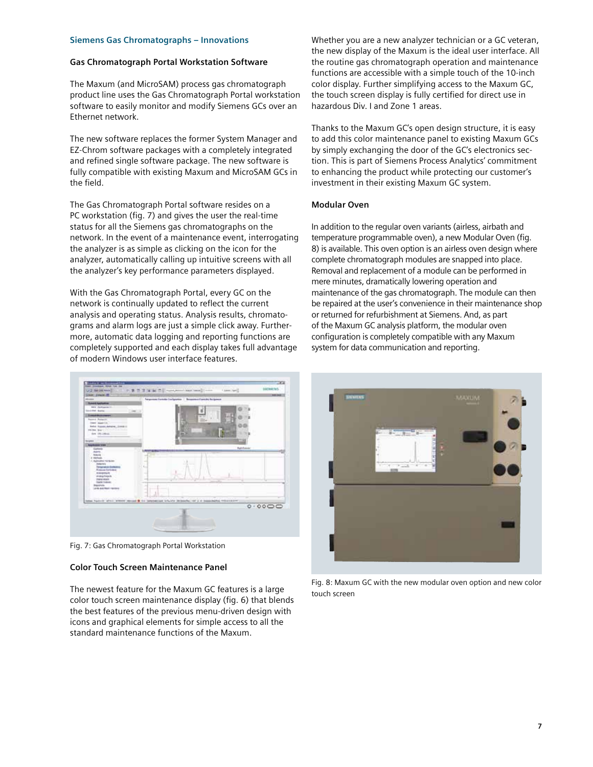## Siemens Gas Chromatographs – Innovations

### Gas Chromatograph Portal Workstation Software

The Maxum (and MicroSAM) process gas chromatograph product line uses the Gas Chromatograph Portal workstation software to easily monitor and modify Siemens GCs over an Ethernet network.

The new software replaces the former System Manager and EZ-Chrom software packages with a completely integrated and refined single software package. The new software is fully compatible with existing Maxum and MicroSAM GCs in the field.

The Gas Chromatograph Portal software resides on a PC workstation (fig. 7) and gives the user the real-time status for all the Siemens gas chromatographs on the network. In the event of a maintenance event, interrogating the analyzer is as simple as clicking on the icon for the analyzer, automatically calling up intuitive screens with all the analyzer's key performance parameters displayed.

With the Gas Chromatograph Portal, every GC on the network is continually updated to reflect the current analysis and operating status. Analysis results, chromatograms and alarm logs are just a simple click away. Furthermore, automatic data logging and reporting functions are completely supported and each display takes full advantage of modern Windows user interface features.

Fig. 7: Gas Chromatograph Portal Workstation

### Color Touch Screen Maintenance Panel

The newest feature for the Maxum GC features is a large color touch screen maintenance display (fig. 6) that blends the best features of the previous menu-driven design with icons and graphical elements for simple access to all the standard maintenance functions of the Maxum.

Whether you are a new analyzer technician or a GC veteran, the new display of the Maxum is the ideal user interface. All the routine gas chromatograph operation and maintenance functions are accessible with a simple touch of the 10-inch color display. Further simplifying access to the Maxum GC, the touch screen display is fully certified for direct use in hazardous Div. I and Zone 1 areas.

Thanks to the Maxum GC's open design structure, it is easy to add this color maintenance panel to existing Maxum GCs by simply exchanging the door of the GC's electronics section. This is part of Siemens Process Analytics' commitment to enhancing the product while protecting our customer's investment in their existing Maxum GC system.

### Modular Oven

In addition to the regular oven variants (airless, airbath and temperature programmable oven), a new Modular Oven (fig. 8) is available. This oven option is an airless oven design where complete chromatograph modules are snapped into place. Removal and replacement of a module can be performed in mere minutes, dramatically lowering operation and maintenance of the gas chromatograph. The module can then be repaired at the user's convenience in their maintenance shop or returned for refurbishment at Siemens. And, as part of the Maxum GC analysis platform, the modular oven configuration is completely compatible with any Maxum system for data communication and reporting.

Fig. 8: Maxum GC with the new modular oven option and new color touch screen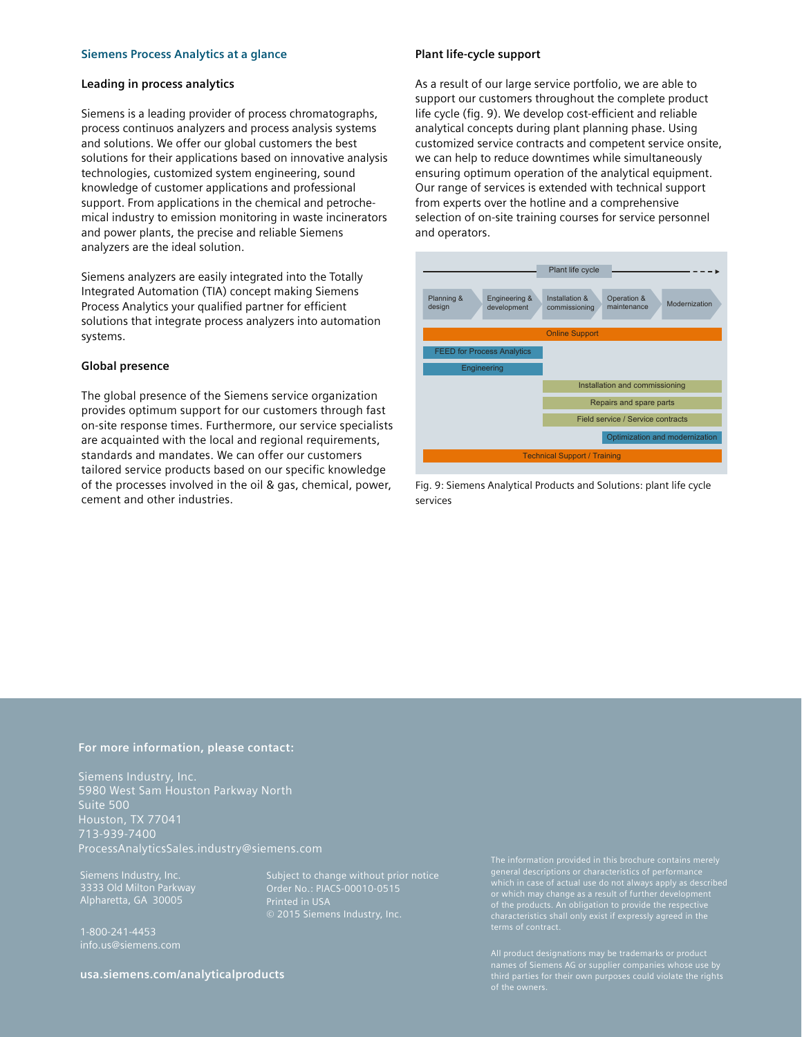## Siemens Process Analytics at a glance

### Leading in process analytics

Siemens is a leading provider of process chromatographs, process continuos analyzers and process analysis systems and solutions. We offer our global customers the best solutions for their applications based on innovative analysis technologies, customized system engineering, sound knowledge of customer applications and professional support. From applications in the chemical and petrochemical industry to emission monitoring in waste incinerators and power plants, the precise and reliable Siemens analyzers are the ideal solution.

Siemens analyzers are easily integrated into the Totally Integrated Automation (TIA) concept making Siemens Process Analytics your qualified partner for efficient solutions that integrate process analyzers into automation systems.

### Global presence

The global presence of the Siemens service organization provides optimum support for our customers through fast on-site response times. Furthermore, our service specialists are acquainted with the local and regional requirements, standards and mandates. We can offer our customers tailored service products based on our specific knowledge of the processes involved in the oil & gas, chemical, power, cement and other industries.

### Plant life-cycle support

As a result of our large service portfolio, we are able to support our customers throughout the complete product life cycle (fig. 9). We develop cost-efficient and reliable analytical concepts during plant planning phase. Using customized service contracts and competent service onsite, we can help to reduce downtimes while simultaneously ensuring optimum operation of the analytical equipment. Our range of services is extended with technical support from experts over the hotline and a comprehensive selection of on-site training courses for service personnel and operators.

Plant life cycle

Planning & design
Engineering & development
Installation & commissioning
Operation & maintenance
Modernization

Online Support
FEED for Process Analytics
Engineering
Installation and commissioning
Repairs and spare parts
Field service / Service contracts
Optimization and modernization
Technical Support / Training

Fig. 9: Siemens Analytical Products and Solutions: plant life cycle services

**For more information, please contact:**

Siemens Industry, Inc.
5980 West Sam Houston Parkway North
Suite 500
Houston, TX 77041
713-939-7400
ProcessAnalyticsSales.industry@siemens.com

Siemens Industry, Inc.
3333 Old Milton Parkway
Alpharetta, GA 30005

1-800-241-4453
info.us@siemens.com

**usa.siemens.com/analyticalproducts**

Subject to change without prior notice
Order No.: PIACS-00010-0515
Printed in USA
© 2015 Siemens Industry, Inc.

The information provided in this brochure contains merely general descriptions or characteristics of performance which in case of actual use do not always apply as described or which may change as a result of further development of the products. An obligation to provide the respective characteristics shall only exist if expressly agreed in the terms of contract.

All product designations may be trademarks or product names of Siemens AG or supplier companies whose use by third parties for their own purposes could violate the rights of the owners.